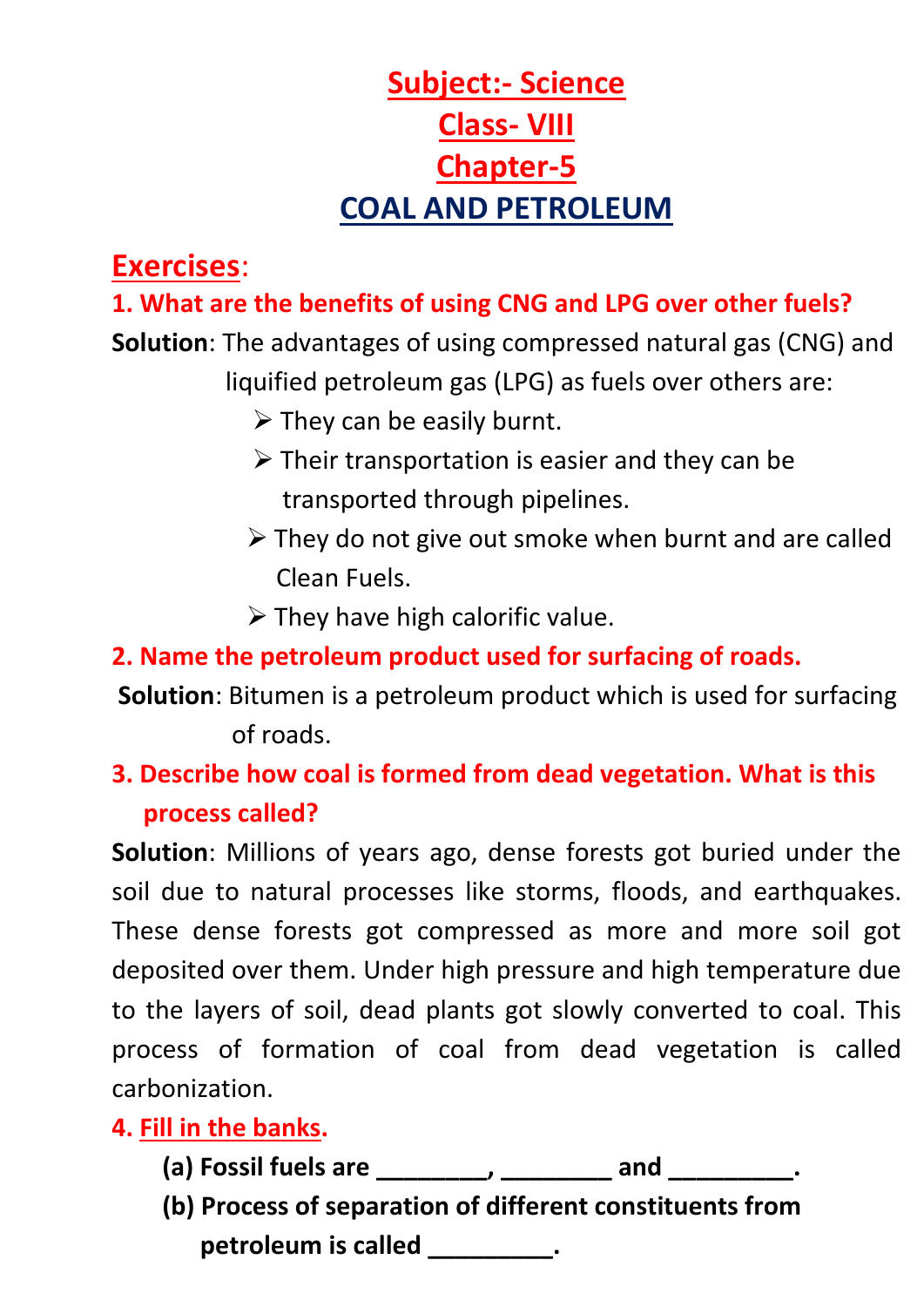# Subject:- Science

# Class- VIII

# Chapter-5

# COAL AND PETROLEUM

## Exercises:

**1. What are the benefits of using CNG and LPG over other fuels?**

**Solution**: The advantages of using compressed natural gas (CNG) and liquified petroleum gas (LPG) as fuels over others are:

- They can be easily burnt.
- Their transportation is easier and they can be transported through pipelines.
- They do not give out smoke when burnt and are called Clean Fuels.
- They have high calorific value.

**2. Name the petroleum product used for surfacing of roads.**

**Solution**: Bitumen is a petroleum product which is used for surfacing of roads.

**3. Describe how coal is formed from dead vegetation. What is this process called?**

**Solution**: Millions of years ago, dense forests got buried under the soil due to natural processes like storms, floods, and earthquakes. These dense forests got compressed as more and more soil got deposited over them. Under high pressure and high temperature due to the layers of soil, dead plants got slowly converted to coal. This process of formation of coal from dead vegetation is called carbonization.

**4. Fill in the banks.**

**(a) Fossil fuels are ________, ________ and _________.**

**(b) Process of separation of different constituents from petroleum is called _________.**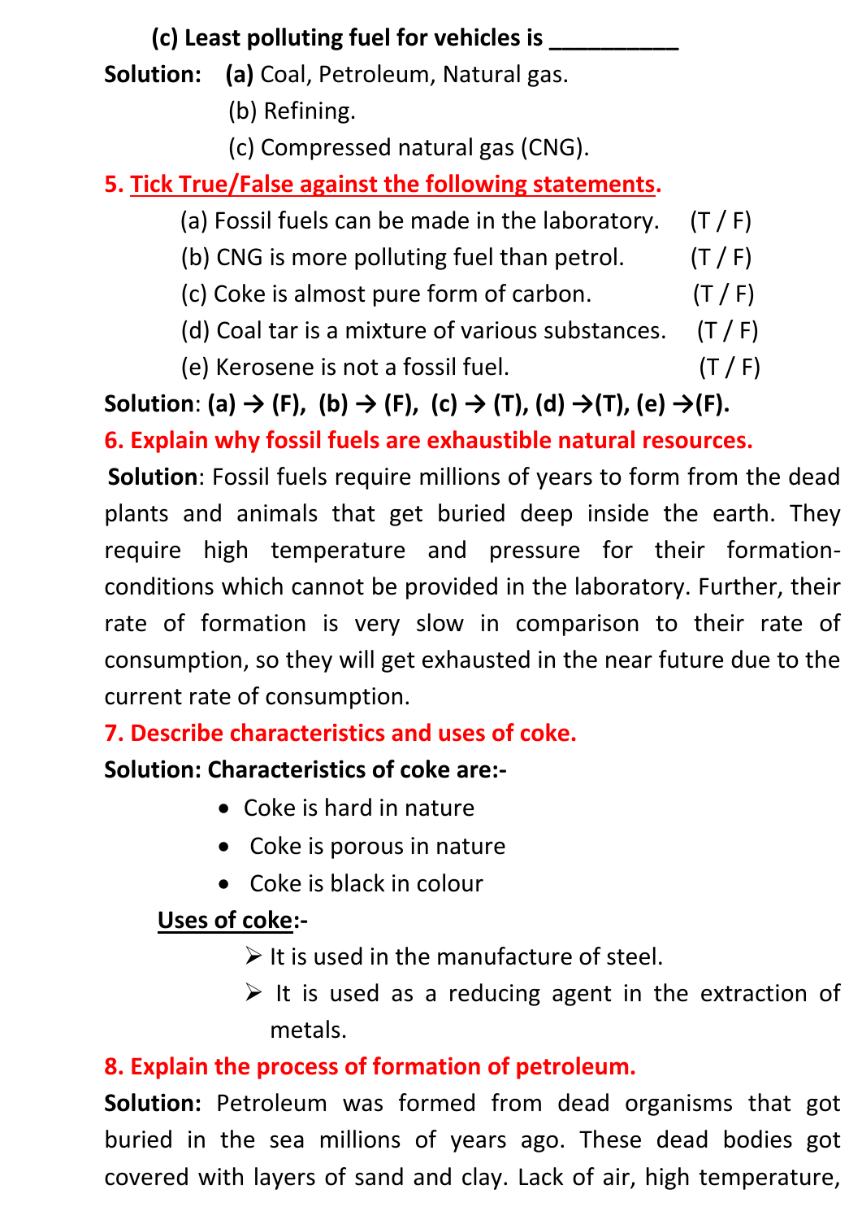**(c) Least polluting fuel for vehicles is __________**

**Solution:** **(a)** Coal, Petroleum, Natural gas.

(b) Refining.

(c) Compressed natural gas (CNG).

**5. Tick True/False against the following statements.**

(a) Fossil fuels can be made in the laboratory. (T / F)

(b) CNG is more polluting fuel than petrol. (T / F)

(c) Coke is almost pure form of carbon. (T / F)

(d) Coal tar is a mixture of various substances. (T / F)

(e) Kerosene is not a fossil fuel. (T / F)

**Solution**: **(a) → (F), (b) → (F), (c) → (T), (d) →(T), (e) →(F).**

**6. Explain why fossil fuels are exhaustible natural resources.**

**Solution**: Fossil fuels require millions of years to form from the dead plants and animals that get buried deep inside the earth. They require high temperature and pressure for their formation-conditions which cannot be provided in the laboratory. Further, their rate of formation is very slow in comparison to their rate of consumption, so they will get exhausted in the near future due to the current rate of consumption.

**7. Describe characteristics and uses of coke.**

**Solution: Characteristics of coke are:-**

- Coke is hard in nature
- Coke is porous in nature
- Coke is black in colour

**Uses of coke:-**

- It is used in the manufacture of steel.
- It is used as a reducing agent in the extraction of metals.

**8. Explain the process of formation of petroleum.**

**Solution:** Petroleum was formed from dead organisms that got buried in the sea millions of years ago. These dead bodies got covered with layers of sand and clay. Lack of air, high temperature,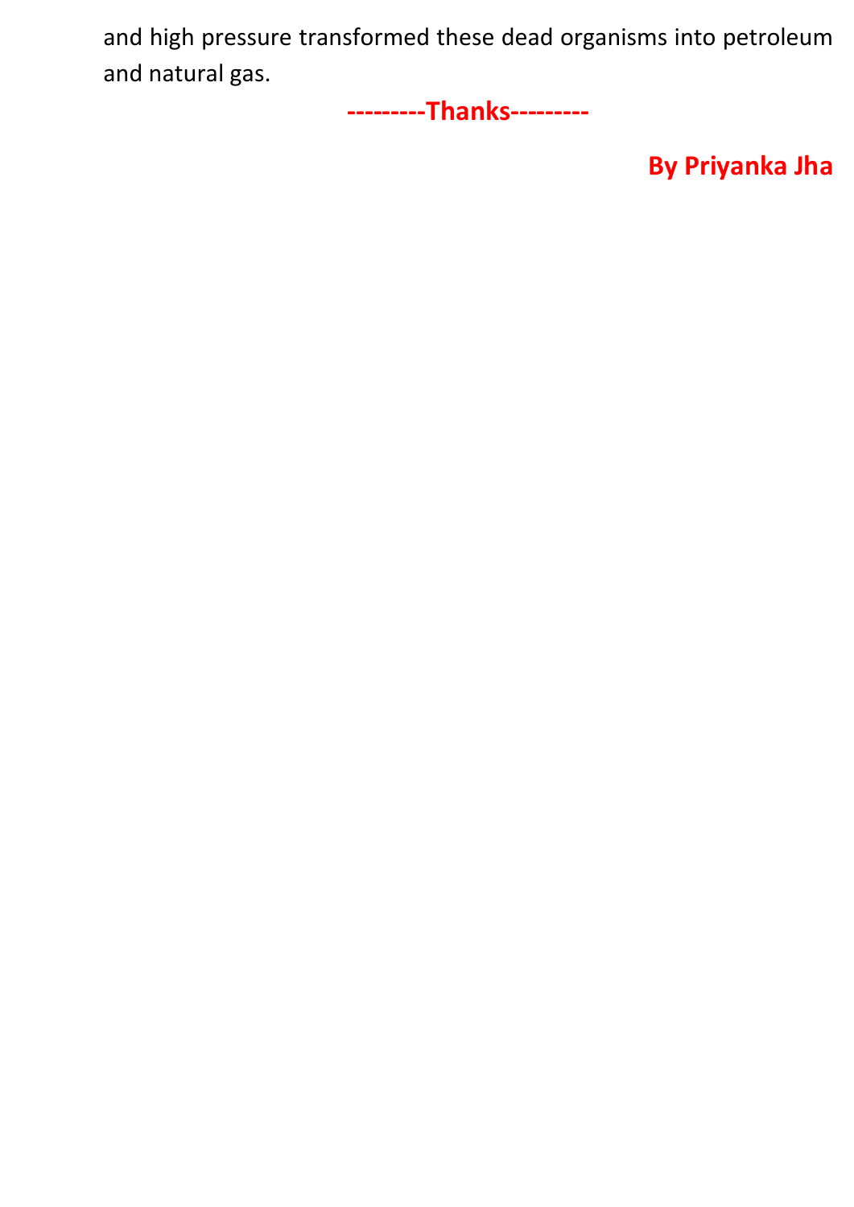and high pressure transformed these dead organisms into petroleum and natural gas.

**---------Thanks---------**

**By Priyanka Jha**